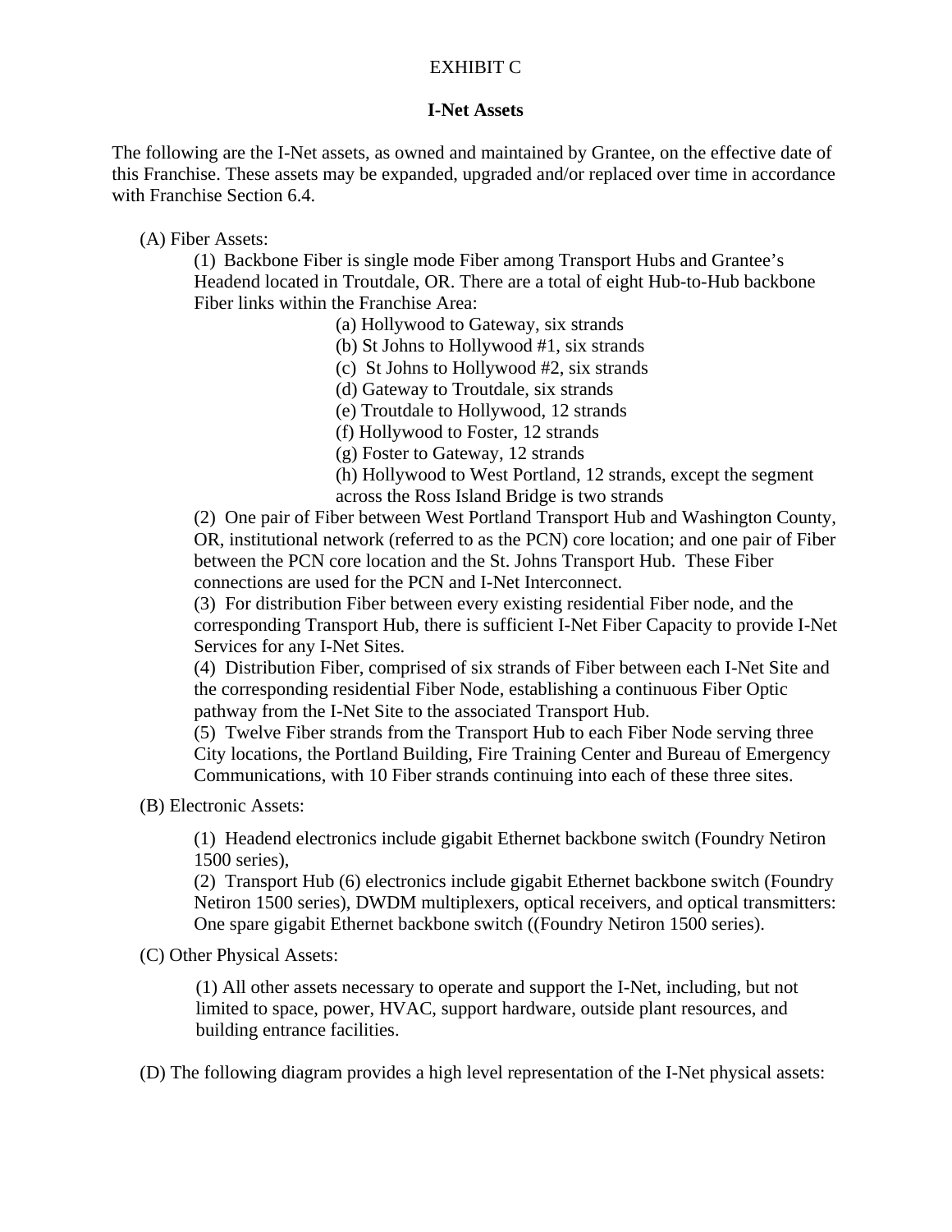EXHIBIT C

**I-Net Assets**

The following are the I-Net assets, as owned and maintained by Grantee, on the effective date of this Franchise. These assets may be expanded, upgraded and/or replaced over time in accordance with Franchise Section 6.4.

(A) Fiber Assets:

(1) Backbone Fiber is single mode Fiber among Transport Hubs and Grantee's Headend located in Troutdale, OR. There are a total of eight Hub-to-Hub backbone Fiber links within the Franchise Area:

(a) Hollywood to Gateway, six strands
(b) St Johns to Hollywood #1, six strands
(c) St Johns to Hollywood #2, six strands
(d) Gateway to Troutdale, six strands
(e) Troutdale to Hollywood, 12 strands
(f) Hollywood to Foster, 12 strands
(g) Foster to Gateway, 12 strands
(h) Hollywood to West Portland, 12 strands, except the segment across the Ross Island Bridge is two strands

(2) One pair of Fiber between West Portland Transport Hub and Washington County, OR, institutional network (referred to as the PCN) core location; and one pair of Fiber between the PCN core location and the St. Johns Transport Hub. These Fiber connections are used for the PCN and I-Net Interconnect.

(3) For distribution Fiber between every existing residential Fiber node, and the corresponding Transport Hub, there is sufficient I-Net Fiber Capacity to provide I-Net Services for any I-Net Sites.

(4) Distribution Fiber, comprised of six strands of Fiber between each I-Net Site and the corresponding residential Fiber Node, establishing a continuous Fiber Optic pathway from the I-Net Site to the associated Transport Hub.

(5) Twelve Fiber strands from the Transport Hub to each Fiber Node serving three City locations, the Portland Building, Fire Training Center and Bureau of Emergency Communications, with 10 Fiber strands continuing into each of these three sites.

(B) Electronic Assets:

(1) Headend electronics include gigabit Ethernet backbone switch (Foundry Netiron 1500 series),

(2) Transport Hub (6) electronics include gigabit Ethernet backbone switch (Foundry Netiron 1500 series), DWDM multiplexers, optical receivers, and optical transmitters: One spare gigabit Ethernet backbone switch ((Foundry Netiron 1500 series).

(C) Other Physical Assets:

(1) All other assets necessary to operate and support the I-Net, including, but not limited to space, power, HVAC, support hardware, outside plant resources, and building entrance facilities.

(D) The following diagram provides a high level representation of the I-Net physical assets: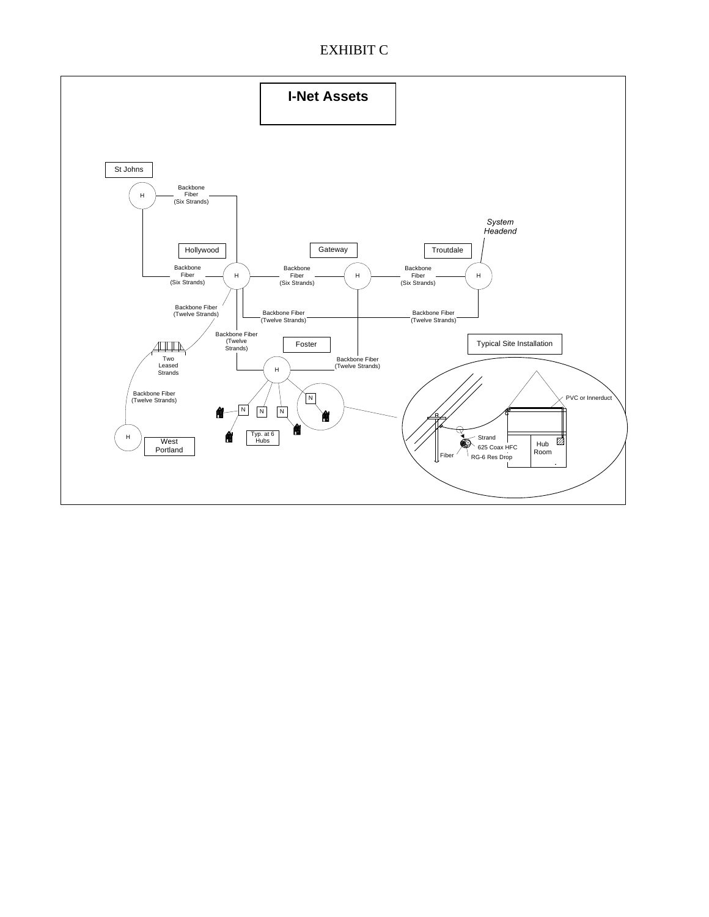# EXHIBIT C

## I-Net Assets

St Johns

H

Backbone Fiber (Six Strands)

System Headend

Hollywood

Gateway

Troutdale

Backbone Fiber (Six Strands)

H

Backbone Fiber (Six Strands)

H

Backbone Fiber (Six Strands)

H

Backbone Fiber (Twelve Strands)

Backbone Fiber (Twelve Strands)

Backbone Fiber (Twelve Strands)

Backbone Fiber (Twelve Strands)

Foster

Typical Site Installation

Two Leased Strands

H

Backbone Fiber (Twelve Strands)

Backbone Fiber (Twelve Strands)

N

PVC or Innerduct

N N N

H

West Portland

Typ. at 6 Hubs

Strand

625 Coax HFC

Fiber

RG-6 Res Drop

Hub Room